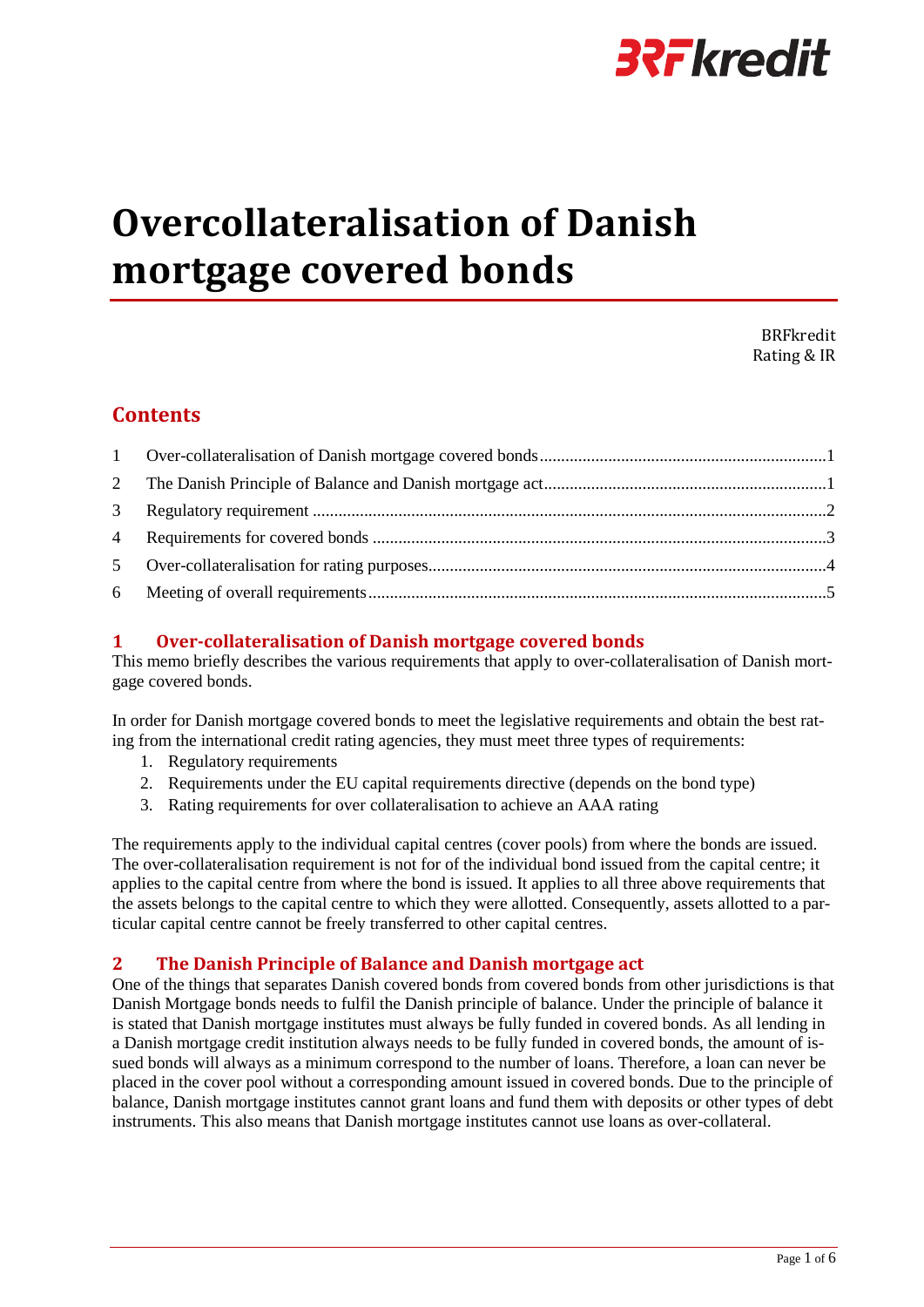# Overcollateralisation of Danish mortgage covered bonds

BRFkredit
Rating & IR

## Contents

1 Over-collateralisation of Danish mortgage covered bonds ........ 1
2 The Danish Principle of Balance and Danish mortgage act ........ 1
3 Regulatory requirement ........ 2
4 Requirements for covered bonds ........ 3
5 Over-collateralisation for rating purposes ........ 4
6 Meeting of overall requirements ........ 5

## 1 Over-collateralisation of Danish mortgage covered bonds

This memo briefly describes the various requirements that apply to over-collateralisation of Danish mortgage covered bonds.

In order for Danish mortgage covered bonds to meet the legislative requirements and obtain the best rating from the international credit rating agencies, they must meet three types of requirements:

1. Regulatory requirements
2. Requirements under the EU capital requirements directive (depends on the bond type)
3. Rating requirements for over collateralisation to achieve an AAA rating

The requirements apply to the individual capital centres (cover pools) from where the bonds are issued. The over-collateralisation requirement is not for of the individual bond issued from the capital centre; it applies to the capital centre from where the bond is issued. It applies to all three above requirements that the assets belongs to the capital centre to which they were allotted. Consequently, assets allotted to a particular capital centre cannot be freely transferred to other capital centres.

## 2 The Danish Principle of Balance and Danish mortgage act

One of the things that separates Danish covered bonds from covered bonds from other jurisdictions is that Danish Mortgage bonds needs to fulfil the Danish principle of balance. Under the principle of balance it is stated that Danish mortgage institutes must always be fully funded in covered bonds. As all lending in a Danish mortgage credit institution always needs to be fully funded in covered bonds, the amount of issued bonds will always as a minimum correspond to the number of loans. Therefore, a loan can never be placed in the cover pool without a corresponding amount issued in covered bonds. Due to the principle of balance, Danish mortgage institutes cannot grant loans and fund them with deposits or other types of debt instruments. This also means that Danish mortgage institutes cannot use loans as over-collateral.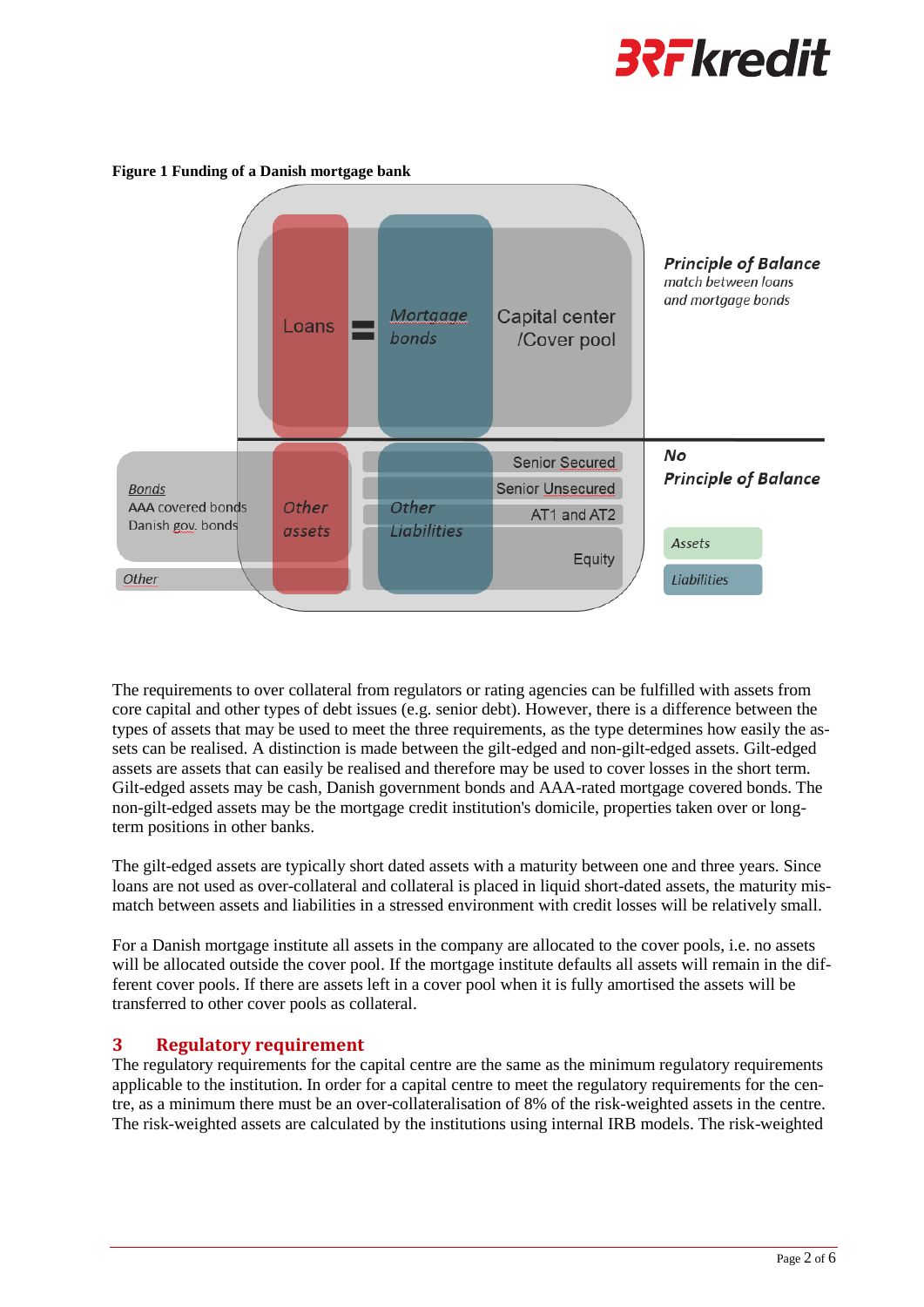**Figure 1 Funding of a Danish mortgage bank**

Loans = Mortgage bonds — Capital center /Cover pool

*Principle of Balance* — *match between loans and mortgage bonds*

*Bonds* — AAA covered bonds, Danish gov. bonds

*Other*

*Other assets* — *Other Liabilities*: Senior Secured, Senior Unsecured, AT1 and AT2, Equity

*No Principle of Balance*

*Assets*

*Liabilities*

The requirements to over collateral from regulators or rating agencies can be fulfilled with assets from core capital and other types of debt issues (e.g. senior debt). However, there is a difference between the types of assets that may be used to meet the three requirements, as the type determines how easily the assets can be realised. A distinction is made between the gilt-edged and non-gilt-edged assets. Gilt-edged assets are assets that can easily be realised and therefore may be used to cover losses in the short term. Gilt-edged assets may be cash, Danish government bonds and AAA-rated mortgage covered bonds. The non-gilt-edged assets may be the mortgage credit institution's domicile, properties taken over or long-term positions in other banks.

The gilt-edged assets are typically short dated assets with a maturity between one and three years. Since loans are not used as over-collateral and collateral is placed in liquid short-dated assets, the maturity mismatch between assets and liabilities in a stressed environment with credit losses will be relatively small.

For a Danish mortgage institute all assets in the company are allocated to the cover pools, i.e. no assets will be allocated outside the cover pool. If the mortgage institute defaults all assets will remain in the different cover pools. If there are assets left in a cover pool when it is fully amortised the assets will be transferred to other cover pools as collateral.

## 3 Regulatory requirement

The regulatory requirements for the capital centre are the same as the minimum regulatory requirements applicable to the institution. In order for a capital centre to meet the regulatory requirements for the centre, as a minimum there must be an over-collateralisation of 8% of the risk-weighted assets in the centre. The risk-weighted assets are calculated by the institutions using internal IRB models. The risk-weighted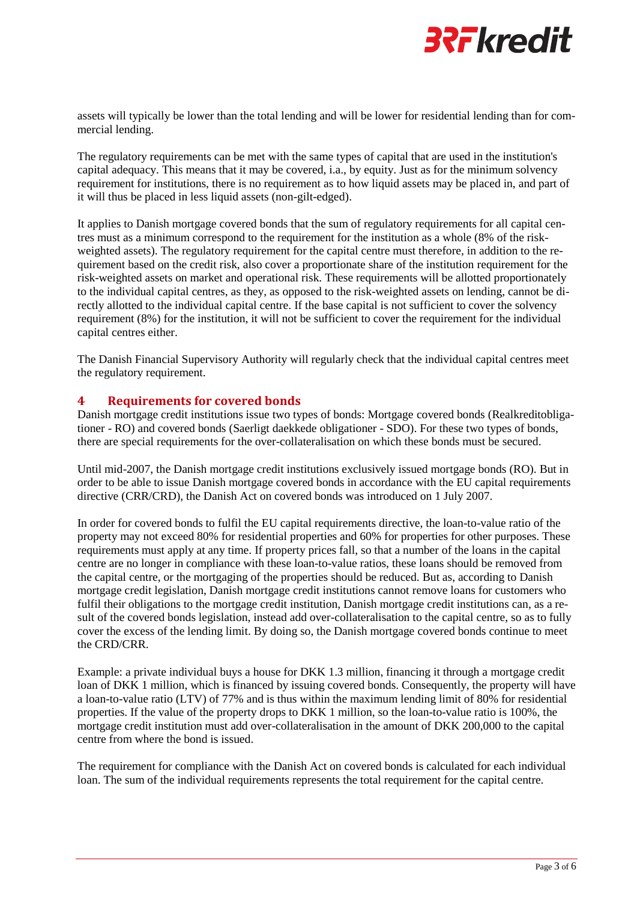assets will typically be lower than the total lending and will be lower for residential lending than for commercial lending.

The regulatory requirements can be met with the same types of capital that are used in the institution's capital adequacy. This means that it may be covered, i.a., by equity. Just as for the minimum solvency requirement for institutions, there is no requirement as to how liquid assets may be placed in, and part of it will thus be placed in less liquid assets (non-gilt-edged).

It applies to Danish mortgage covered bonds that the sum of regulatory requirements for all capital centres must as a minimum correspond to the requirement for the institution as a whole (8% of the risk-weighted assets). The regulatory requirement for the capital centre must therefore, in addition to the requirement based on the credit risk, also cover a proportionate share of the institution requirement for the risk-weighted assets on market and operational risk. These requirements will be allotted proportionately to the individual capital centres, as they, as opposed to the risk-weighted assets on lending, cannot be directly allotted to the individual capital centre. If the base capital is not sufficient to cover the solvency requirement (8%) for the institution, it will not be sufficient to cover the requirement for the individual capital centres either.

The Danish Financial Supervisory Authority will regularly check that the individual capital centres meet the regulatory requirement.

## 4 Requirements for covered bonds

Danish mortgage credit institutions issue two types of bonds: Mortgage covered bonds (Realkreditobligationer - RO) and covered bonds (Saerligt daekkede obligationer - SDO). For these two types of bonds, there are special requirements for the over-collateralisation on which these bonds must be secured.

Until mid-2007, the Danish mortgage credit institutions exclusively issued mortgage bonds (RO). But in order to be able to issue Danish mortgage covered bonds in accordance with the EU capital requirements directive (CRR/CRD), the Danish Act on covered bonds was introduced on 1 July 2007.

In order for covered bonds to fulfil the EU capital requirements directive, the loan-to-value ratio of the property may not exceed 80% for residential properties and 60% for properties for other purposes. These requirements must apply at any time. If property prices fall, so that a number of the loans in the capital centre are no longer in compliance with these loan-to-value ratios, these loans should be removed from the capital centre, or the mortgaging of the properties should be reduced. But as, according to Danish mortgage credit legislation, Danish mortgage credit institutions cannot remove loans for customers who fulfil their obligations to the mortgage credit institution, Danish mortgage credit institutions can, as a result of the covered bonds legislation, instead add over-collateralisation to the capital centre, so as to fully cover the excess of the lending limit. By doing so, the Danish mortgage covered bonds continue to meet the CRD/CRR.

Example: a private individual buys a house for DKK 1.3 million, financing it through a mortgage credit loan of DKK 1 million, which is financed by issuing covered bonds. Consequently, the property will have a loan-to-value ratio (LTV) of 77% and is thus within the maximum lending limit of 80% for residential properties. If the value of the property drops to DKK 1 million, so the loan-to-value ratio is 100%, the mortgage credit institution must add over-collateralisation in the amount of DKK 200,000 to the capital centre from where the bond is issued.

The requirement for compliance with the Danish Act on covered bonds is calculated for each individual loan. The sum of the individual requirements represents the total requirement for the capital centre.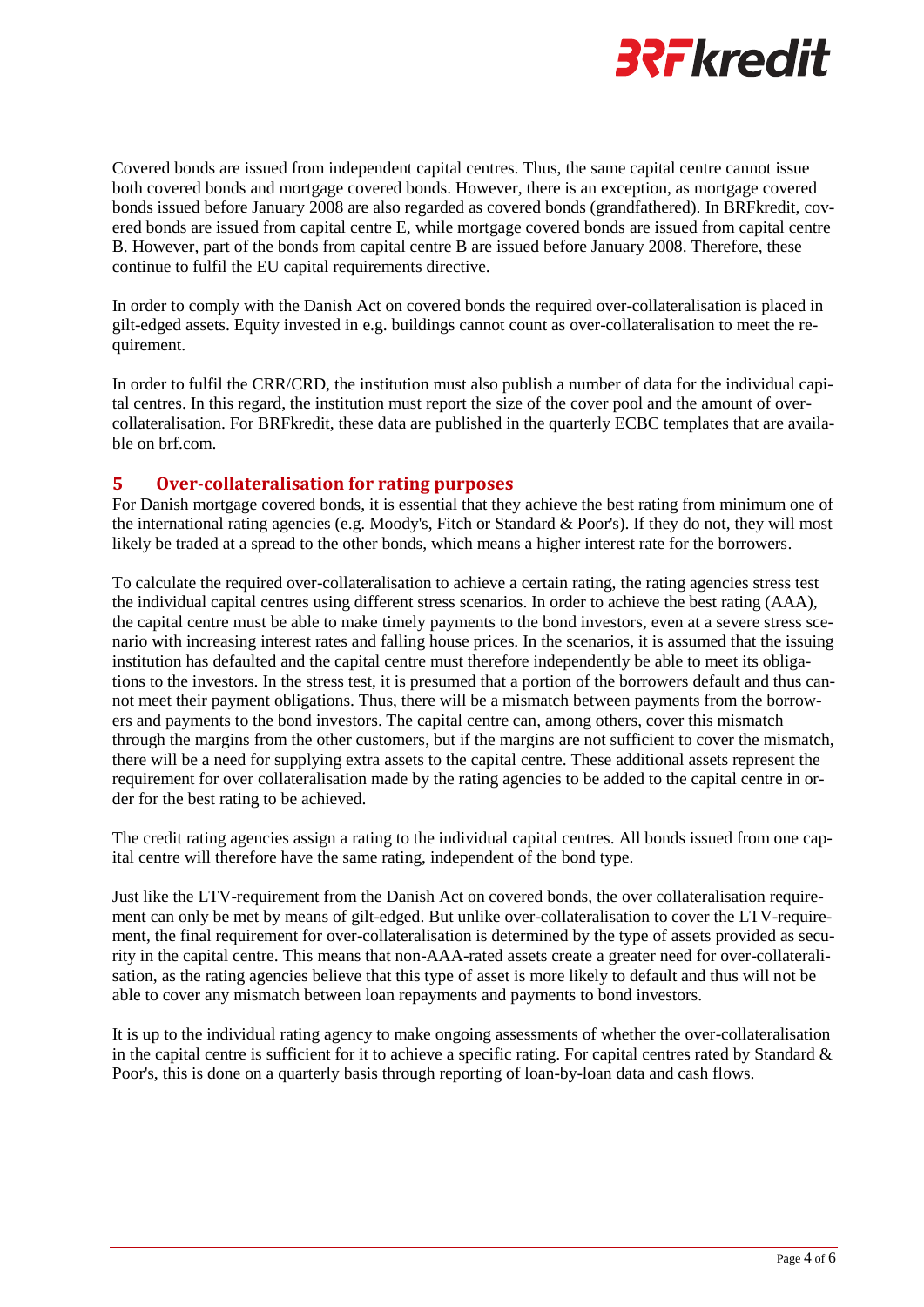Covered bonds are issued from independent capital centres. Thus, the same capital centre cannot issue both covered bonds and mortgage covered bonds. However, there is an exception, as mortgage covered bonds issued before January 2008 are also regarded as covered bonds (grandfathered). In BRFkredit, covered bonds are issued from capital centre E, while mortgage covered bonds are issued from capital centre B. However, part of the bonds from capital centre B are issued before January 2008. Therefore, these continue to fulfil the EU capital requirements directive.

In order to comply with the Danish Act on covered bonds the required over-collateralisation is placed in gilt-edged assets. Equity invested in e.g. buildings cannot count as over-collateralisation to meet the requirement.

In order to fulfil the CRR/CRD, the institution must also publish a number of data for the individual capital centres. In this regard, the institution must report the size of the cover pool and the amount of over-collateralisation. For BRFkredit, these data are published in the quarterly ECBC templates that are available on brf.com.

## 5 Over-collateralisation for rating purposes

For Danish mortgage covered bonds, it is essential that they achieve the best rating from minimum one of the international rating agencies (e.g. Moody's, Fitch or Standard & Poor's). If they do not, they will most likely be traded at a spread to the other bonds, which means a higher interest rate for the borrowers.

To calculate the required over-collateralisation to achieve a certain rating, the rating agencies stress test the individual capital centres using different stress scenarios. In order to achieve the best rating (AAA), the capital centre must be able to make timely payments to the bond investors, even at a severe stress scenario with increasing interest rates and falling house prices. In the scenarios, it is assumed that the issuing institution has defaulted and the capital centre must therefore independently be able to meet its obligations to the investors. In the stress test, it is presumed that a portion of the borrowers default and thus cannot meet their payment obligations. Thus, there will be a mismatch between payments from the borrowers and payments to the bond investors. The capital centre can, among others, cover this mismatch through the margins from the other customers, but if the margins are not sufficient to cover the mismatch, there will be a need for supplying extra assets to the capital centre. These additional assets represent the requirement for over collateralisation made by the rating agencies to be added to the capital centre in order for the best rating to be achieved.

The credit rating agencies assign a rating to the individual capital centres. All bonds issued from one capital centre will therefore have the same rating, independent of the bond type.

Just like the LTV-requirement from the Danish Act on covered bonds, the over collateralisation requirement can only be met by means of gilt-edged. But unlike over-collateralisation to cover the LTV-requirement, the final requirement for over-collateralisation is determined by the type of assets provided as security in the capital centre. This means that non-AAA-rated assets create a greater need for over-collateralisation, as the rating agencies believe that this type of asset is more likely to default and thus will not be able to cover any mismatch between loan repayments and payments to bond investors.

It is up to the individual rating agency to make ongoing assessments of whether the over-collateralisation in the capital centre is sufficient for it to achieve a specific rating. For capital centres rated by Standard & Poor's, this is done on a quarterly basis through reporting of loan-by-loan data and cash flows.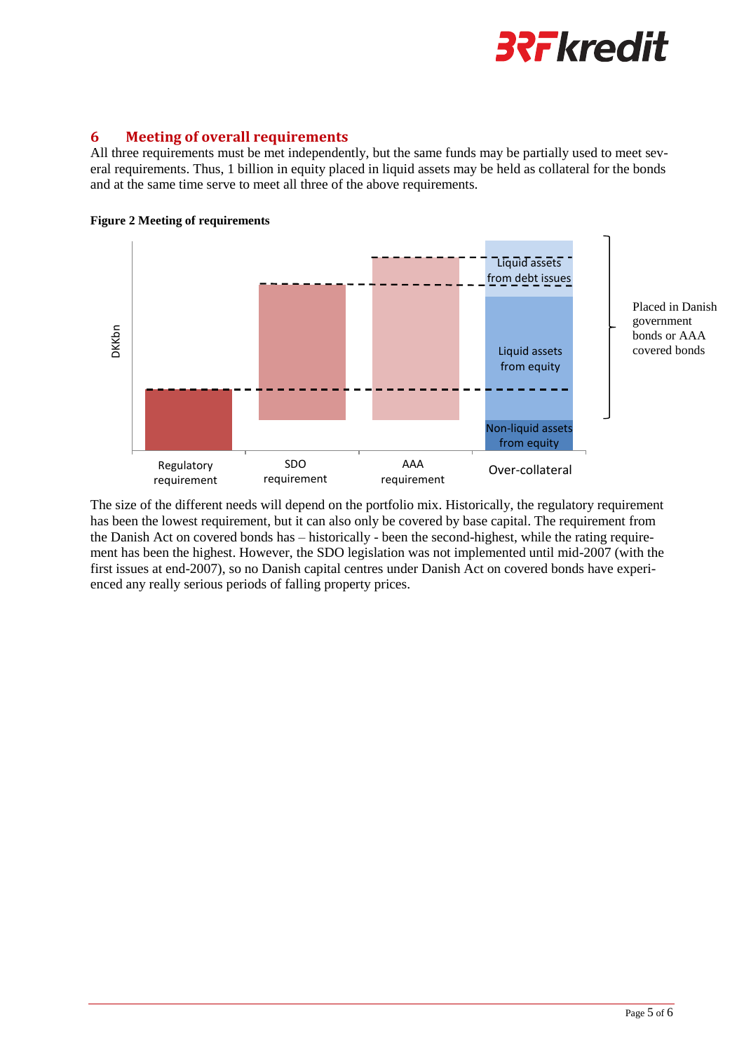## 6 Meeting of overall requirements

All three requirements must be met independently, but the same funds may be partially used to meet several requirements. Thus, 1 billion in equity placed in liquid assets may be held as collateral for the bonds and at the same time serve to meet all three of the above requirements.

**Figure 2 Meeting of requirements**

DKKbn

Regulatory requirement | SDO requirement | AAA requirement | Over-collateral

Liquid assets from debt issues

Liquid assets from equity

Non-liquid assets from equity

Placed in Danish government bonds or AAA covered bonds

The size of the different needs will depend on the portfolio mix. Historically, the regulatory requirement has been the lowest requirement, but it can also only be covered by base capital. The requirement from the Danish Act on covered bonds has – historically - been the second-highest, while the rating requirement has been the highest. However, the SDO legislation was not implemented until mid-2007 (with the first issues at end-2007), so no Danish capital centres under Danish Act on covered bonds have experienced any really serious periods of falling property prices.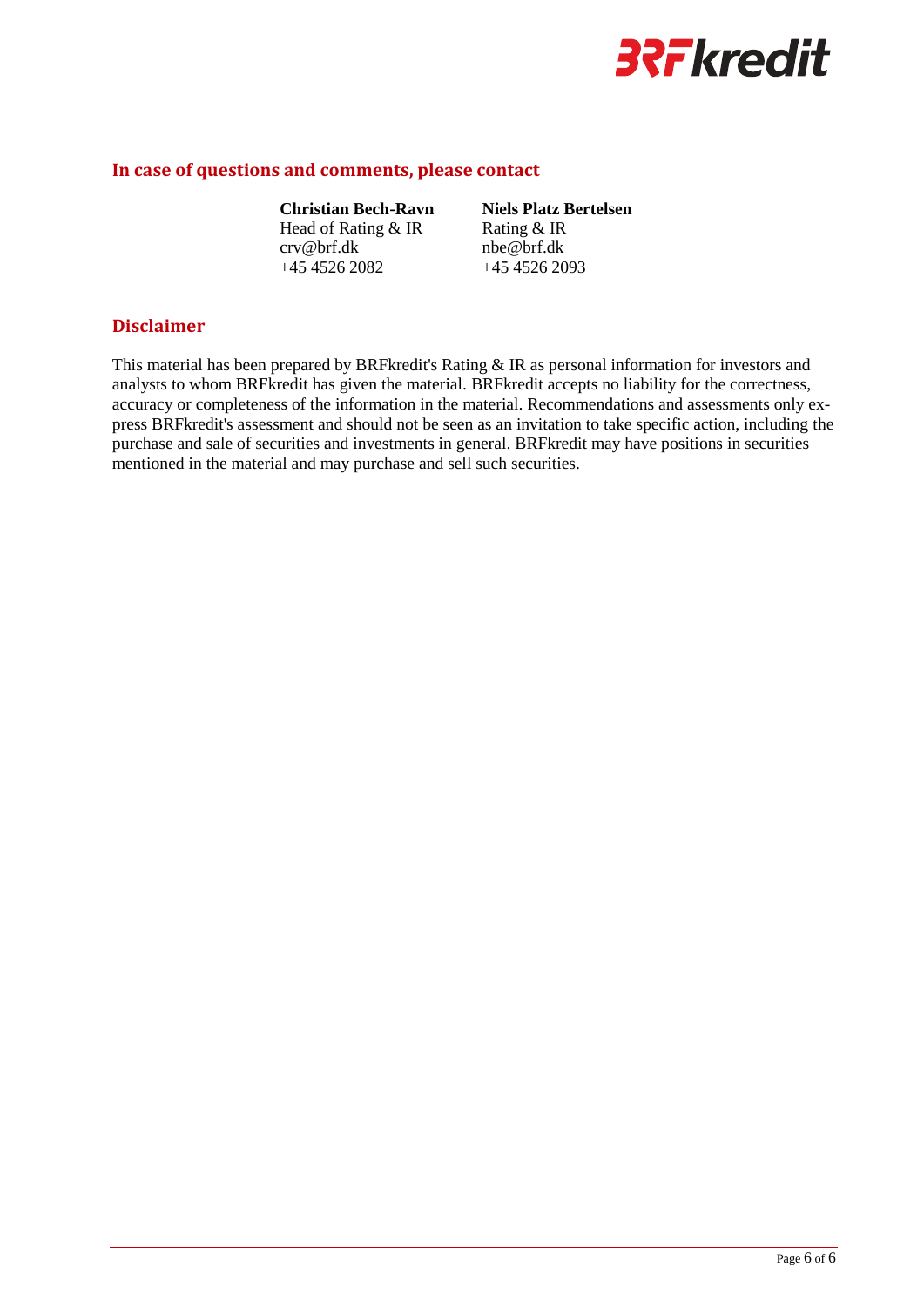## In case of questions and comments, please contact

| | |
|---|---|
| **Christian Bech-Ravn** | **Niels Platz Bertelsen** |
| Head of Rating & IR | Rating & IR |
| crv@brf.dk | nbe@brf.dk |
| +45 4526 2082 | +45 4526 2093 |

## Disclaimer

This material has been prepared by BRFkredit's Rating & IR as personal information for investors and analysts to whom BRFkredit has given the material. BRFkredit accepts no liability for the correctness, accuracy or completeness of the information in the material. Recommendations and assessments only express BRFkredit's assessment and should not be seen as an invitation to take specific action, including the purchase and sale of securities and investments in general. BRFkredit may have positions in securities mentioned in the material and may purchase and sell such securities.